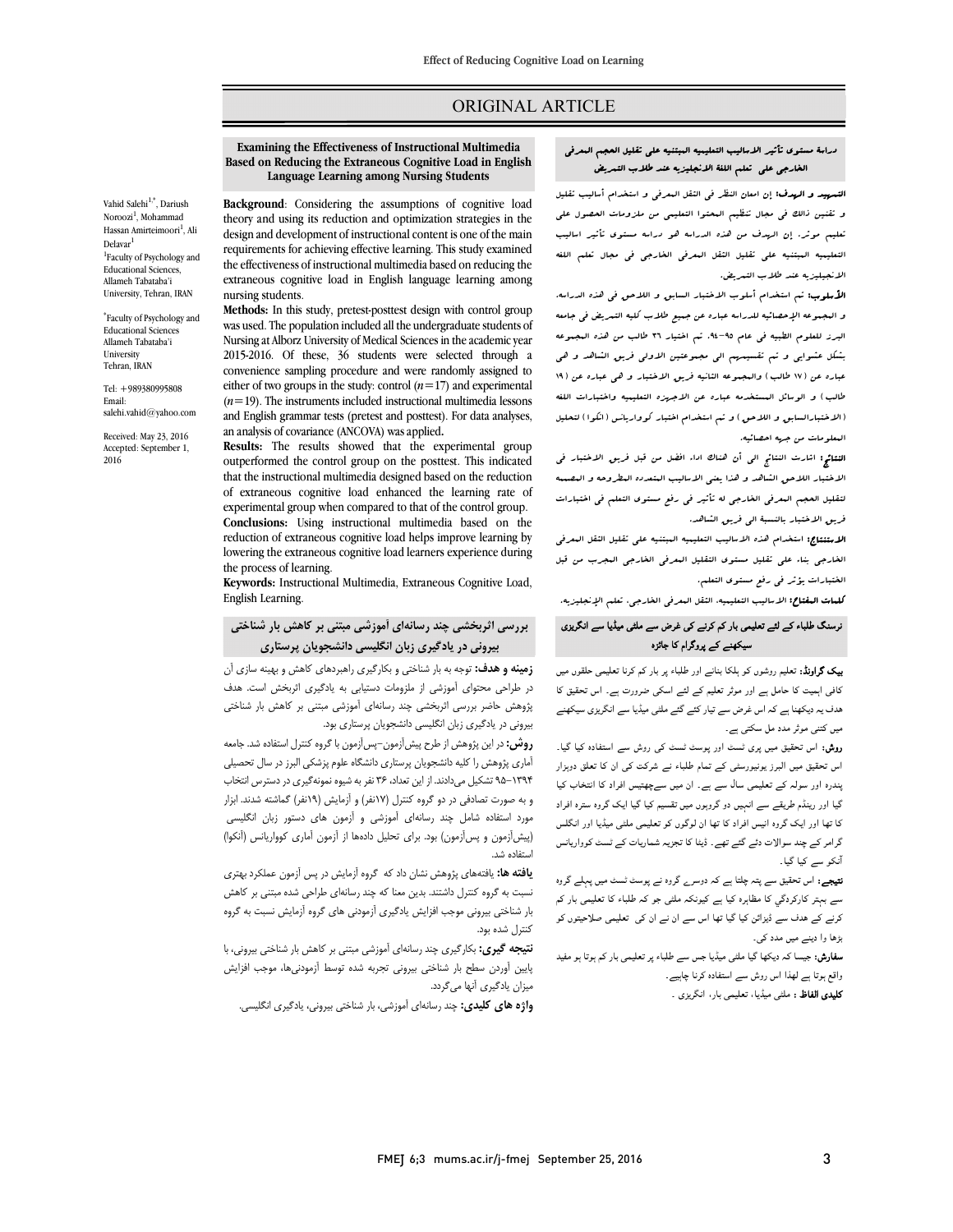ORIGINAL ARTICLE

# Examining the Effectiveness of Instructional Multimedia Based on Reducing the Extraneous Cognitive Load in English Language Learning among Nursing Students

Vahid Salehi[1,*], Dariush Noroozi[1], Mohammad Hassan Amirteimoori[1], Ali Delavar[1]

[1]Faculty of Psychology and Educational Sciences, Allameh Tabataba'i University, Tehran, IRAN

[*]Faculty of Psychology and Educational Sciences Allameh Tabataba'i University Tehran, IRAN

Tel: +989380995808
Email: salehi.vahid@yahoo.com

Received: May 23, 2016
Accepted: September 1, 2016

**Background**: Considering the assumptions of cognitive load theory and using its reduction and optimization strategies in the design and development of instructional content is one of the main requirements for achieving effective learning. This study examined the effectiveness of instructional multimedia based on reducing the extraneous cognitive load in English language learning among nursing students.

**Methods:** In this study, pretest-posttest design with control group was used. The population included all the undergraduate students of Nursing at Alborz University of Medical Sciences in the academic year 2015-2016. Of these, 36 students were selected through a convenience sampling procedure and were randomly assigned to either of two groups in the study: control ($n=17$) and experimental ($n=19$). The instruments included instructional multimedia lessons and English grammar tests (pretest and posttest). For data analyses, an analysis of covariance (ANCOVA) was applied.

**Results:** The results showed that the experimental group outperformed the control group on the posttest. This indicated that the instructional multimedia designed based on the reduction of extraneous cognitive load enhanced the learning rate of experimental group when compared to that of the control group.

**Conclusions:** Using instructional multimedia based on the reduction of extraneous cognitive load helps improve learning by lowering the extraneous cognitive load learners experience during the process of learning.

**Keywords:** Instructional Multimedia, Extraneous Cognitive Load, English Learning.

## دراسة مستوى تأثير الاساليب التعليمية المبتنية على تقليل الحجم المعرفي الخارجي على تعلم اللغة الانجليزية عند طلاب التمريض

**التمهيد و الهدف:** إن امعان النظر في الثقل المعرفي و استخدام أساليب تقليل و تقنين ذالك في مجال تنظيم المحتوا التعليمي من ملزومات الحصول على تعليم موثر. إن الهدف من هذه الدراسه هو دراسه مستوى تأثير اساليب التعليمية المبتنيه على تقليل الثقل المعرفي الخارجي في مجال تعلم اللغه الانجليزيه عند طلاب التمريض.

**الأسلوب:** تم استخدام أسلوب الاختبار السابق و اللاحق في هذه الدراسه. و المجموعه الإحصائيه للدراسه عباره عن جميع طلاب كليه التمريض في جامعه البرز للعلوم الطبيه في عام ۹۵-۹۴. تم اختيار ۳۶ طالب من هذه المجموعه بشكل عشوائي و تم تقسيمهم الى مجموعتين الاولى فريق الشاهد و هي عباره عن (۱۷ طالب) والمجموعه الثانيه فريق الاختبار و هي عباره عن (۱۹ طالب) و الوسائل المستخدمه عباره عن الاجهزه التعليميه واختبارات اللغه (الاختبارالسابق و اللاحق) و تم استخدام اختبار كوواريانس (انكوا) لتحليل المعلومات من جهه احصائيه.

**النتائج:** اشارت النتائج الى أن هناك اداء افضل من قبل فريق الاختبار في الاختبار اللاحق الشاهد و هذا يعني الاساليب المتعدده المطروحه و المصممه لتقليل الحجم المعرفي الخارجي له تأثير في رفع مستوى التعلم في اختبارات فريق الاختبار بالنسبة الى فريق الشاهد.

**الاستنتاج:** استخدام هذه الاساليب التعليميه المبتنيه على تقليل الثقل المعرفي الخارجي بناء على تقليل مستوى التقليل المعرفي الخارجي المجرب من قبل الاختبارات يؤثر في رفع مستوى التعلم.

**كلمات المفتاح:** الاساليب التعليميه، الثقل المعرفي الخارجي، تعلم الإنجليزية.

## بررسی اثربخشی چند رسانه‌ای آموزشی مبتنی بر کاهش بار شناختی بیرونی در یادگیری زبان انگلیسی دانشجویان پرستاری

**زمینه و هدف:** توجه به بار شناختی و بکارگیری راهبردهای کاهش و بهینه سازی آن در طراحی محتوای آموزشی از ملزومات دستیابی به یادگیری اثربخش است. هدف پژوهش حاضر بررسی اثربخشی چند رسانه‌ای آموزشی مبتنی بر کاهش بار شناختی بیرونی در یادگیری زبان انگلیسی دانشجویان پرستاری بود.

**روش:** در این پژوهش از طرح پیش‌آزمون–پس‌آزمون با گروه کنترل استفاده شد. جامعه آماری پژوهش را کلیه دانشجویان پرستاری دانشگاه علوم پزشکی البرز در سال تحصیلی ۱۳۹۴–۹۵ تشکیل می‌دادند. از این تعداد، ۳۶ نفر به شیوه نمونه‌گیری در دسترس انتخاب و به صورت تصادفی در دو گروه کنترل (۱۷نفر) و آزمایش (۱۹نفر) گماشته شدند. ابزار مورد استفاده شامل چند رسانه‌ای آموزشی و آزمون های دستور زبان انگلیسی (پیش‌آزمون و پس‌آزمون) بود. برای تحلیل داده‌ها از آزمون آماری کوواریانس (آنکوا) استفاده شد.

**یافته ها:** یافته‌های پژوهش نشان داد که گروه آزمایش در پس آزمون عملکرد بهتری نسبت به گروه کنترل داشتند. بدین معنا که چند رسانه‌ای طراحی شده مبتنی بر کاهش بار شناختی بیرونی موجب افزایش یادگیری آزمودنی های گروه آزمایش نسبت به گروه کنترل شده بود.

**نتیجه گیری:** بکارگیری چند رسانه‌ای آموزشی مبتنی بر کاهش بار شناختی بیرونی، با پایین آوردن سطح بار شناختی بیرونی تجربه شده توسط آزمودنی‌ها، موجب افزایش میزان یادگیری آنها می‌گردد.

**واژه های کلیدی:** چند رسانه‌ای آموزشی، بار شناختی بیرونی، یادگیری انگلیسی.

## نرسنگ طلباء کے لئے تعلیمی بار کم کرنے کی غرض سے ملٹی میڈیا سے انگریزی سیکھنے کے پروگرام کا جائزہ

**بیک گراونڈ:** تعلیم روشوں کو ہلکا بنانے اور طلباء پر بار کم کرنا تعلیمی حلقوں میں کافی اہمیت کا حامل ہے اور موثر تعلیم کے لئے اسکی ضرورت ہے۔ اس تحقیق کا ہدف یہ دیکھنا ہے کہ اس غرض سے تیار کئے گئے ملٹی میڈیا سے انگریزی سیکھنے میں کتنی موثر مدد مل سکتی ہے۔

**روش:** اس تحقیق میں پری ٹسٹ اور پوسٹ ٹسٹ کی روش سے استفادہ کیا گیا۔ اس تحقیق میں البرز یونیورسٹی کے تمام طلباء نے شرکت کی ان کا تعلق دوہزار پندرہ اور سولہ کے تعلیمی سال سے ہے۔ ان میں سےچھتیس افراد کا انتخاب کیا گیا اور رینڈم طریقے سے انہیں دو گروہوں میں تقسیم کیا گيا ایک گروہ سترہ افراد کا تھا اور ایک گروہ انیس افراد کا تھا ان لوگوں کو تعلیمی ملٹی میڈیا اور انگلش گرامر کے چند سوالات دئے گئے تھے۔ ڈیٹا کا تجزیہ شماریات کے ٹسٹ کوواریانس آنکو سے کیا گیا۔

**نتیجے:** اس تحقیق سے پتہ چلتا ہے کہ دوسرے گروہ نے پوسٹ ٹسٹ میں پہلے گروہ سے بہتر کارکردگي کا مظاہرہ کیا ہے کیونکہ ملٹی میڈیا جو کہ طلباء کا تعلیمی بار کم کرنے کے ہدف سے ڈیزائن کیا گيا تھا اس نے ان کی تعلیمی صلاحیتوں کو بڑھا وا دینے میں مدد کی۔

**سفارش:** جیسا کہ دیکھا گيا ملٹی میڈیا جس سے طلباء پر تعلیمی بار کم ہوتا ہو مفید واقع ہوتا ہے لھذا اس روش سے استفادہ کرنا چاہیے۔

**کلیدی الفاظ:** ملٹی میڈیا، تعلیمی بار، انگریزی ۔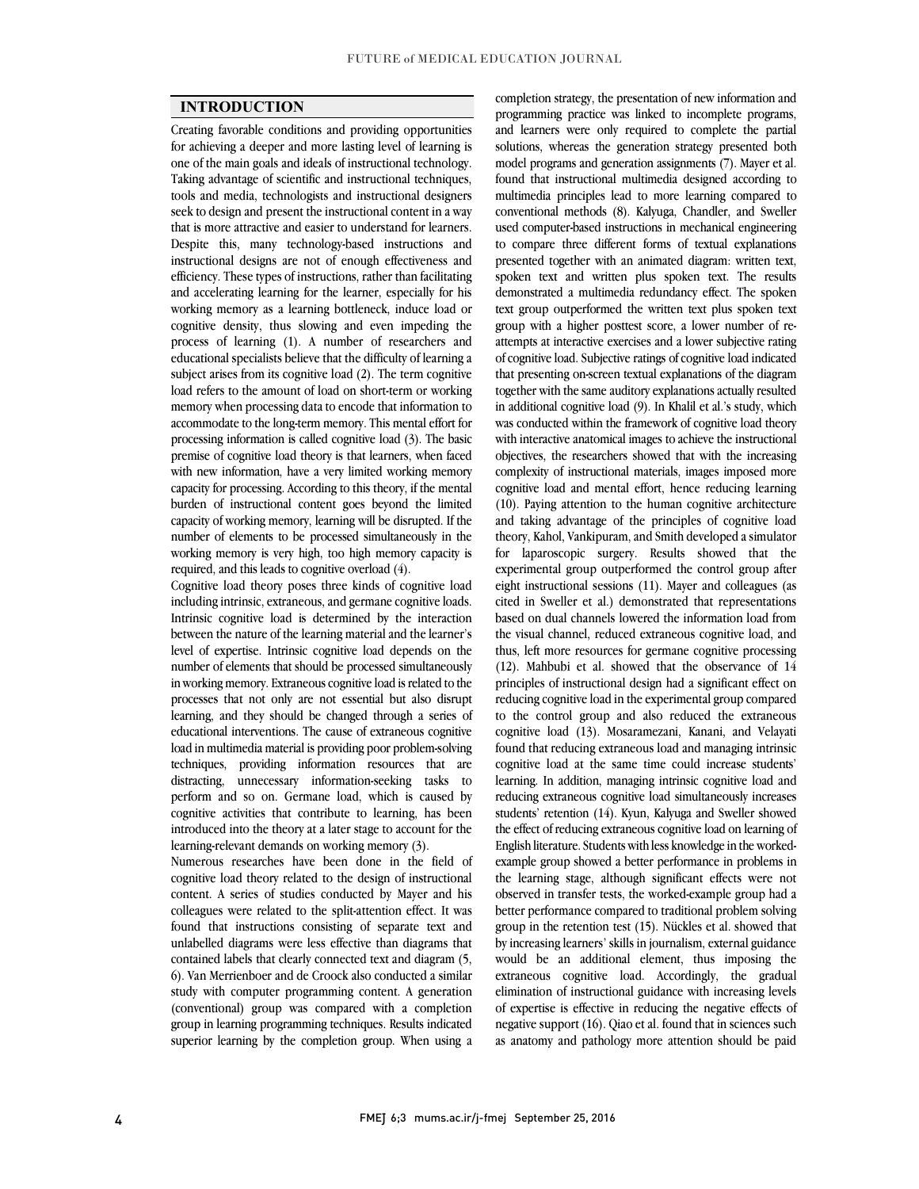## INTRODUCTION

Creating favorable conditions and providing opportunities for achieving a deeper and more lasting level of learning is one of the main goals and ideals of instructional technology. Taking advantage of scientific and instructional techniques, tools and media, technologists and instructional designers seek to design and present the instructional content in a way that is more attractive and easier to understand for learners. Despite this, many technology-based instructions and instructional designs are not of enough effectiveness and efficiency. These types of instructions, rather than facilitating and accelerating learning for the learner, especially for his working memory as a learning bottleneck, induce load or cognitive density, thus slowing and even impeding the process of learning (1). A number of researchers and educational specialists believe that the difficulty of learning a subject arises from its cognitive load (2). The term cognitive load refers to the amount of load on short-term or working memory when processing data to encode that information to accommodate to the long-term memory. This mental effort for processing information is called cognitive load (3). The basic premise of cognitive load theory is that learners, when faced with new information, have a very limited working memory capacity for processing. According to this theory, if the mental burden of instructional content goes beyond the limited capacity of working memory, learning will be disrupted. If the number of elements to be processed simultaneously in the working memory is very high, too high memory capacity is required, and this leads to cognitive overload (4).

Cognitive load theory poses three kinds of cognitive load including intrinsic, extraneous, and germane cognitive loads. Intrinsic cognitive load is determined by the interaction between the nature of the learning material and the learner's level of expertise. Intrinsic cognitive load depends on the number of elements that should be processed simultaneously in working memory. Extraneous cognitive load is related to the processes that not only are not essential but also disrupt learning, and they should be changed through a series of educational interventions. The cause of extraneous cognitive load in multimedia material is providing poor problem-solving techniques, providing information resources that are distracting, unnecessary information-seeking tasks to perform and so on. Germane load, which is caused by cognitive activities that contribute to learning, has been introduced into the theory at a later stage to account for the learning-relevant demands on working memory (3).

Numerous researches have been done in the field of cognitive load theory related to the design of instructional content. A series of studies conducted by Mayer and his colleagues were related to the split-attention effect. It was found that instructions consisting of separate text and unlabelled diagrams were less effective than diagrams that contained labels that clearly connected text and diagram (5, 6). Van Merrienboer and de Croock also conducted a similar study with computer programming content. A generation (conventional) group was compared with a completion group in learning programming techniques. Results indicated superior learning by the completion group. When using a completion strategy, the presentation of new information and programming practice was linked to incomplete programs, and learners were only required to complete the partial solutions, whereas the generation strategy presented both model programs and generation assignments (7). Mayer et al. found that instructional multimedia designed according to multimedia principles lead to more learning compared to conventional methods (8). Kalyuga, Chandler, and Sweller used computer-based instructions in mechanical engineering to compare three different forms of textual explanations presented together with an animated diagram: written text, spoken text and written plus spoken text. The results demonstrated a multimedia redundancy effect. The spoken text group outperformed the written text plus spoken text group with a higher posttest score, a lower number of re-attempts at interactive exercises and a lower subjective rating of cognitive load. Subjective ratings of cognitive load indicated that presenting on-screen textual explanations of the diagram together with the same auditory explanations actually resulted in additional cognitive load (9). In Khalil et al.'s study, which was conducted within the framework of cognitive load theory with interactive anatomical images to achieve the instructional objectives, the researchers showed that with the increasing complexity of instructional materials, images imposed more cognitive load and mental effort, hence reducing learning (10). Paying attention to the human cognitive architecture and taking advantage of the principles of cognitive load theory, Kahol, Vankipuram, and Smith developed a simulator for laparoscopic surgery. Results showed that the experimental group outperformed the control group after eight instructional sessions (11). Mayer and colleagues (as cited in Sweller et al.) demonstrated that representations based on dual channels lowered the information load from the visual channel, reduced extraneous cognitive load, and thus, left more resources for germane cognitive processing (12). Mahbubi et al. showed that the observance of 14 principles of instructional design had a significant effect on reducing cognitive load in the experimental group compared to the control group and also reduced the extraneous cognitive load (13). Mosaramezani, Kanani, and Velayati found that reducing extraneous load and managing intrinsic cognitive load at the same time could increase students' learning. In addition, managing intrinsic cognitive load and reducing extraneous cognitive load simultaneously increases students' retention (14). Kyun, Kalyuga and Sweller showed the effect of reducing extraneous cognitive load on learning of English literature. Students with less knowledge in the worked-example group showed a better performance in problems in the learning stage, although significant effects were not observed in transfer tests, the worked-example group had a better performance compared to traditional problem solving group in the retention test (15). Nückles et al. showed that by increasing learners' skills in journalism, external guidance would be an additional element, thus imposing the extraneous cognitive load. Accordingly, the gradual elimination of instructional guidance with increasing levels of expertise is effective in reducing the negative effects of negative support (16). Qiao et al. found that in sciences such as anatomy and pathology more attention should be paid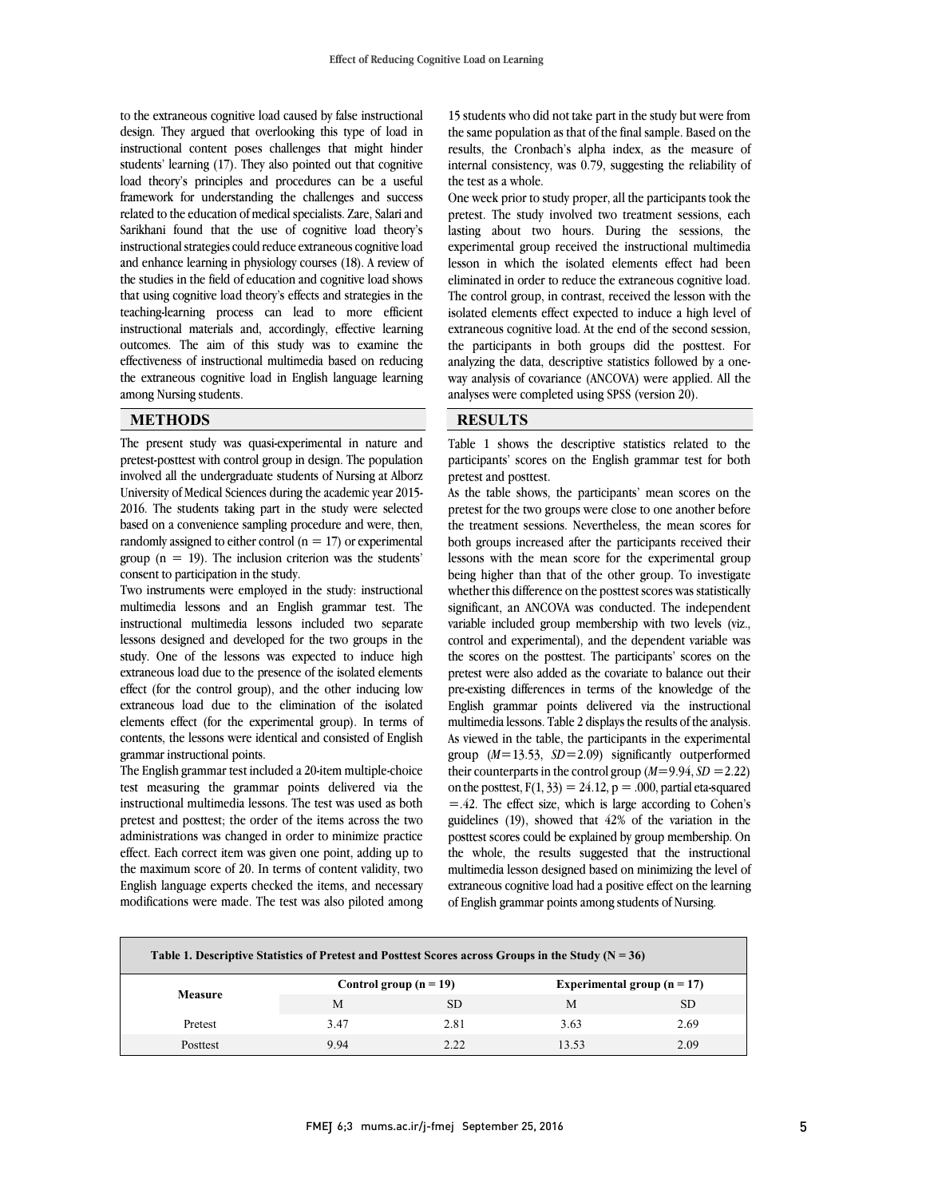to the extraneous cognitive load caused by false instructional design. They argued that overlooking this type of load in instructional content poses challenges that might hinder students' learning (17). They also pointed out that cognitive load theory's principles and procedures can be a useful framework for understanding the challenges and success related to the education of medical specialists. Zare, Salari and Sarikhani found that the use of cognitive load theory's instructional strategies could reduce extraneous cognitive load and enhance learning in physiology courses (18). A review of the studies in the field of education and cognitive load shows that using cognitive load theory's effects and strategies in the teaching-learning process can lead to more efficient instructional materials and, accordingly, effective learning outcomes. The aim of this study was to examine the effectiveness of instructional multimedia based on reducing the extraneous cognitive load in English language learning among Nursing students.

## METHODS

The present study was quasi-experimental in nature and pretest-posttest with control group in design. The population involved all the undergraduate students of Nursing at Alborz University of Medical Sciences during the academic year 2015-2016. The students taking part in the study were selected based on a convenience sampling procedure and were, then, randomly assigned to either control (n = 17) or experimental group (n = 19). The inclusion criterion was the students' consent to participation in the study.

Two instruments were employed in the study: instructional multimedia lessons and an English grammar test. The instructional multimedia lessons included two separate lessons designed and developed for the two groups in the study. One of the lessons was expected to induce high extraneous load due to the presence of the isolated elements effect (for the control group), and the other inducing low extraneous load due to the elimination of the isolated elements effect (for the experimental group). In terms of contents, the lessons were identical and consisted of English grammar instructional points.

The English grammar test included a 20-item multiple-choice test measuring the grammar points delivered via the instructional multimedia lessons. The test was used as both pretest and posttest; the order of the items across the two administrations was changed in order to minimize practice effect. Each correct item was given one point, adding up to the maximum score of 20. In terms of content validity, two English language experts checked the items, and necessary modifications were made. The test was also piloted among 15 students who did not take part in the study but were from the same population as that of the final sample. Based on the results, the Cronbach's alpha index, as the measure of internal consistency, was 0.79, suggesting the reliability of the test as a whole.

One week prior to study proper, all the participants took the pretest. The study involved two treatment sessions, each lasting about two hours. During the sessions, the experimental group received the instructional multimedia lesson in which the isolated elements effect had been eliminated in order to reduce the extraneous cognitive load. The control group, in contrast, received the lesson with the isolated elements effect expected to induce a high level of extraneous cognitive load. At the end of the second session, the participants in both groups did the posttest. For analyzing the data, descriptive statistics followed by a one-way analysis of covariance (ANCOVA) were applied. All the analyses were completed using SPSS (version 20).

## RESULTS

Table 1 shows the descriptive statistics related to the participants' scores on the English grammar test for both pretest and posttest.

As the table shows, the participants' mean scores on the pretest for the two groups were close to one another before the treatment sessions. Nevertheless, the mean scores for both groups increased after the participants received their lessons with the mean score for the experimental group being higher than that of the other group. To investigate whether this difference on the posttest scores was statistically significant, an ANCOVA was conducted. The independent variable included group membership with two levels (viz., control and experimental), and the dependent variable was the scores on the posttest. The participants' scores on the pretest were also added as the covariate to balance out their pre-existing differences in terms of the knowledge of the English grammar points delivered via the instructional multimedia lessons. Table 2 displays the results of the analysis. As viewed in the table, the participants in the experimental group ($M=13.53$, $SD=2.09$) significantly outperformed their counterparts in the control group ($M=9.94$, $SD=2.22$) on the posttest, $F(1, 33) = 24.12$, $p = .000$, partial eta-squared $=.42$. The effect size, which is large according to Cohen's guidelines (19), showed that 42% of the variation in the posttest scores could be explained by group membership. On the whole, the results suggested that the instructional multimedia lesson designed based on minimizing the level of extraneous cognitive load had a positive effect on the learning of English grammar points among students of Nursing.

**Table 1. Descriptive Statistics of Pretest and Posttest Scores across Groups in the Study (N = 36)**

| Measure | Control group (n = 19) | | Experimental group (n = 17) | |
|---|---|---|---|---|
| | M | SD | M | SD |
| Pretest | 3.47 | 2.81 | 3.63 | 2.69 |
| Posttest | 9.94 | 2.22 | 13.53 | 2.09 |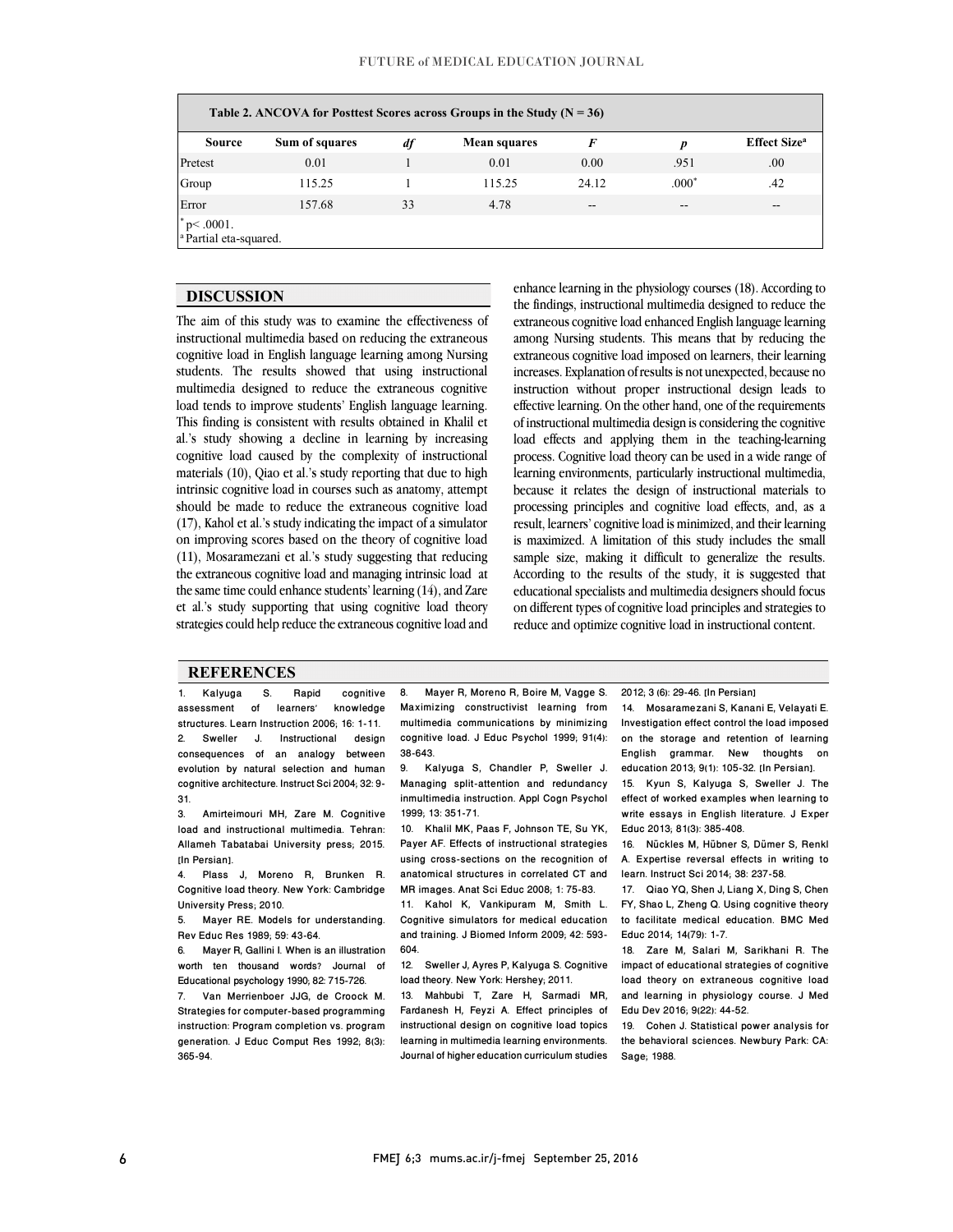**Table 2. ANCOVA for Posttest Scores across Groups in the Study (N = 36)**

| Source | Sum of squares | *df* | Mean squares | *F* | *p* | Effect Size[a] |
|---|---|---|---|---|---|---|
| Pretest | 0.01 | 1 | 0.01 | 0.00 | .951 | .00 |
| Group | 115.25 | 1 | 115.25 | 24.12 | .000* | .42 |
| Error | 157.68 | 33 | 4.78 | -- | -- | -- |

* p< .0001.
[a] Partial eta-squared.

## DISCUSSION

The aim of this study was to examine the effectiveness of instructional multimedia based on reducing the extraneous cognitive load in English language learning among Nursing students. The results showed that using instructional multimedia designed to reduce the extraneous cognitive load tends to improve students' English language learning. This finding is consistent with results obtained in Khalil et al.'s study showing a decline in learning by increasing cognitive load caused by the complexity of instructional materials (10), Qiao et al.'s study reporting that due to high intrinsic cognitive load in courses such as anatomy, attempt should be made to reduce the extraneous cognitive load (17), Kahol et al.'s study indicating the impact of a simulator on improving scores based on the theory of cognitive load (11), Mosaramezani et al.'s study suggesting that reducing the extraneous cognitive load and managing intrinsic load at the same time could enhance students' learning (14), and Zare et al.'s study supporting that using cognitive load theory strategies could help reduce the extraneous cognitive load and enhance learning in the physiology courses (18). According to the findings, instructional multimedia designed to reduce the extraneous cognitive load enhanced English language learning among Nursing students. This means that by reducing the extraneous cognitive load imposed on learners, their learning increases. Explanation of results is not unexpected, because no instruction without proper instructional design leads to effective learning. On the other hand, one of the requirements of instructional multimedia design is considering the cognitive load effects and applying them in the teaching-learning process. Cognitive load theory can be used in a wide range of learning environments, particularly instructional multimedia, because it relates the design of instructional materials to processing principles and cognitive load effects, and, as a result, learners' cognitive load is minimized, and their learning is maximized. A limitation of this study includes the small sample size, making it difficult to generalize the results. According to the results of the study, it is suggested that educational specialists and multimedia designers should focus on different types of cognitive load principles and strategies to reduce and optimize cognitive load in instructional content.

## REFERENCES

1. Kalyuga S. Rapid cognitive assessment of learners' knowledge structures. Learn Instruction 2006; 16: 1-11.
2. Sweller J. Instructional design consequences of an analogy between evolution by natural selection and human cognitive architecture. Instruct Sci 2004; 32: 9-31.
3. Amirteimouri MH, Zare M. Cognitive load and instructional multimedia. Tehran: Allameh Tabatabai University press; 2015. [In Persian].
4. Plass J, Moreno R, Brunken R. Cognitive load theory. New York: Cambridge University Press; 2010.
5. Mayer RE. Models for understanding. Rev Educ Res 1989; 59: 43-64.
6. Mayer R, Gallini I. When is an illustration worth ten thousand words? Journal of Educational psychology 1990; 82: 715-726.
7. Van Merrienboer JJG, de Croock M. Strategies for computer-based programming instruction: Program completion vs. program generation. J Educ Comput Res 1992; 8(3): 365-94.
8. Mayer R, Moreno R, Boire M, Vagge S. Maximizing constructivist learning from multimedia communications by minimizing cognitive load. J Educ Psychol 1999; 91(4): 38-643.
9. Kalyuga S, Chandler P, Sweller J. Managing split-attention and redundancy inmultimedia instruction. Appl Cogn Psychol 1999; 13: 351-71.
10. Khalil MK, Paas F, Johnson TE, Su YK, Payer AF. Effects of instructional strategies using cross-sections on the recognition of anatomical structures in correlated CT and MR images. Anat Sci Educ 2008; 1: 75-83.
11. Kahol K, Vankipuram M, Smith L. Cognitive simulators for medical education and training. J Biomed Inform 2009; 42: 593-604.
12. Sweller J, Ayres P, Kalyuga S. Cognitive load theory. New York: Hershey; 2011.
13. Mahbubi T, Zare H, Sarmadi MR, Fardanesh H, Feyzi A. Effect principles of instructional design on cognitive load topics learning in multimedia learning environments. Journal of higher education curriculum studies 2012; 3 (6): 29-46. [In Persian]
14. Mosaramezani S, Kanani E, Velayati E. Investigation effect control the load imposed on the storage and retention of learning English grammar. New thoughts on education 2013; 9(1): 105-32. [In Persian].
15. Kyun S, Kalyuga S, Sweller J. The effect of worked examples when learning to write essays in English literature. J Exper Educ 2013; 81(3): 385-408.
16. Nückles M, Hübner S, Dümer S, Renkl A. Expertise reversal effects in writing to learn. Instruct Sci 2014; 38: 237-58.
17. Qiao YQ, Shen J, Liang X, Ding S, Chen FY, Shao L, Zheng Q. Using cognitive theory to facilitate medical education. BMC Med Educ 2014; 14(79): 1-7.
18. Zare M, Salari M, Sarikhani R. The impact of educational strategies of cognitive load theory on extraneous cognitive load and learning in physiology course. J Med Edu Dev 2016; 9(22): 44-52.
19. Cohen J. Statistical power analysis for the behavioral sciences. Newbury Park: CA: Sage; 1988.